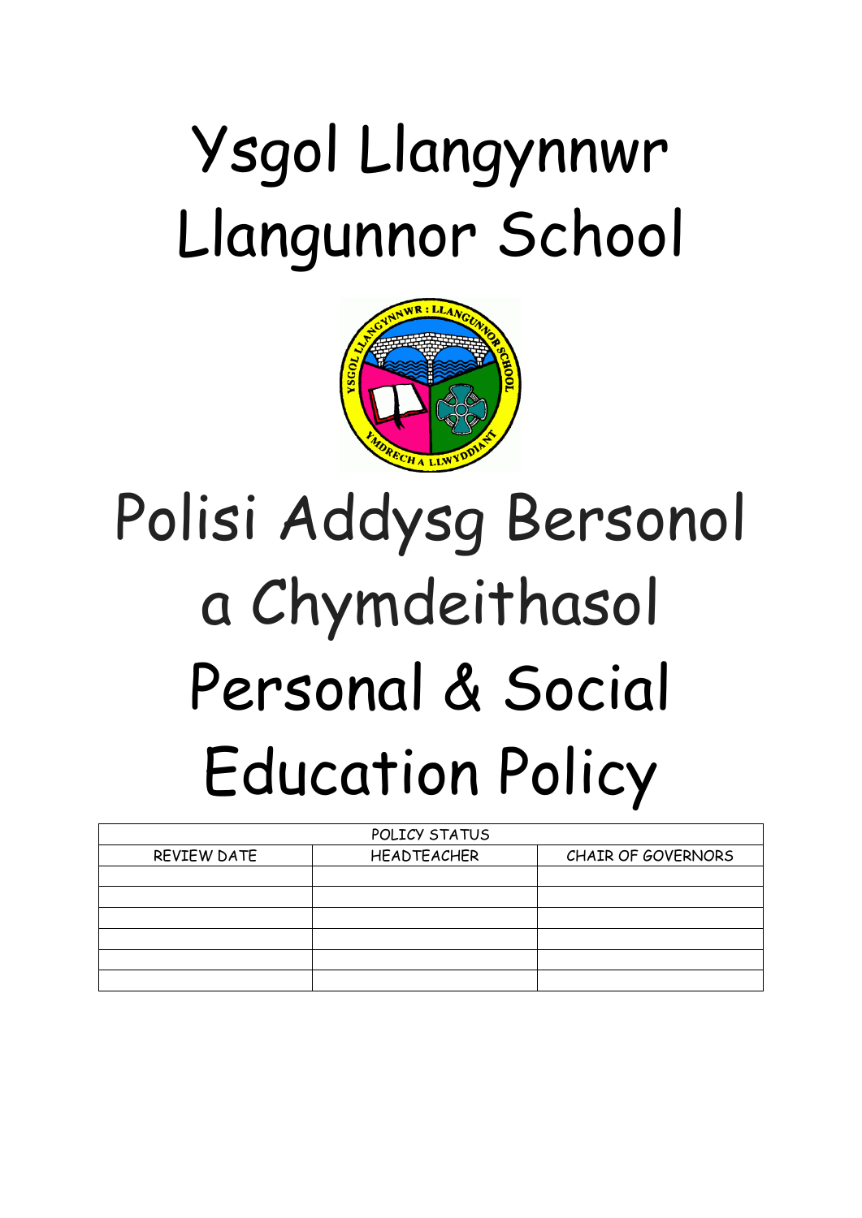# Ysgol Llangynnwr
# Llangunnor School

# Polisi Addysg Bersonol a Chymdeithasol
# Personal & Social Education Policy

| POLICY STATUS | | |
|---|---|---|
| REVIEW DATE | HEADTEACHER | CHAIR OF GOVERNORS |
| | | |
| | | |
| | | |
| | | |
| | | |
| | | |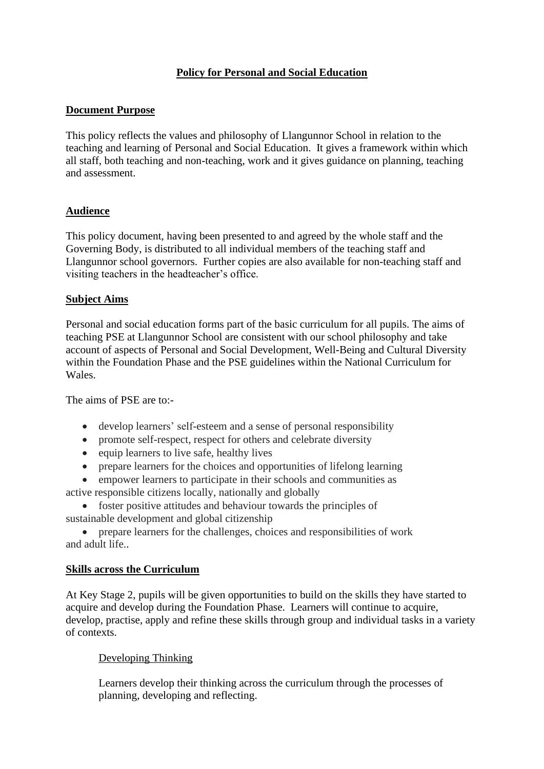# Policy for Personal and Social Education

## Document Purpose

This policy reflects the values and philosophy of Llangunnor School in relation to the teaching and learning of Personal and Social Education. It gives a framework within which all staff, both teaching and non-teaching, work and it gives guidance on planning, teaching and assessment.

## Audience

This policy document, having been presented to and agreed by the whole staff and the Governing Body, is distributed to all individual members of the teaching staff and Llangunnor school governors. Further copies are also available for non-teaching staff and visiting teachers in the headteacher's office.

## Subject Aims

Personal and social education forms part of the basic curriculum for all pupils. The aims of teaching PSE at Llangunnor School are consistent with our school philosophy and take account of aspects of Personal and Social Development, Well-Being and Cultural Diversity within the Foundation Phase and the PSE guidelines within the National Curriculum for Wales.

The aims of PSE are to:-

- develop learners' self-esteem and a sense of personal responsibility
- promote self-respect, respect for others and celebrate diversity
- equip learners to live safe, healthy lives
- prepare learners for the choices and opportunities of lifelong learning
- empower learners to participate in their schools and communities as active responsible citizens locally, nationally and globally
- foster positive attitudes and behaviour towards the principles of sustainable development and global citizenship
- prepare learners for the challenges, choices and responsibilities of work and adult life..

## Skills across the Curriculum

At Key Stage 2, pupils will be given opportunities to build on the skills they have started to acquire and develop during the Foundation Phase. Learners will continue to acquire, develop, practise, apply and refine these skills through group and individual tasks in a variety of contexts.

### Developing Thinking

Learners develop their thinking across the curriculum through the processes of planning, developing and reflecting.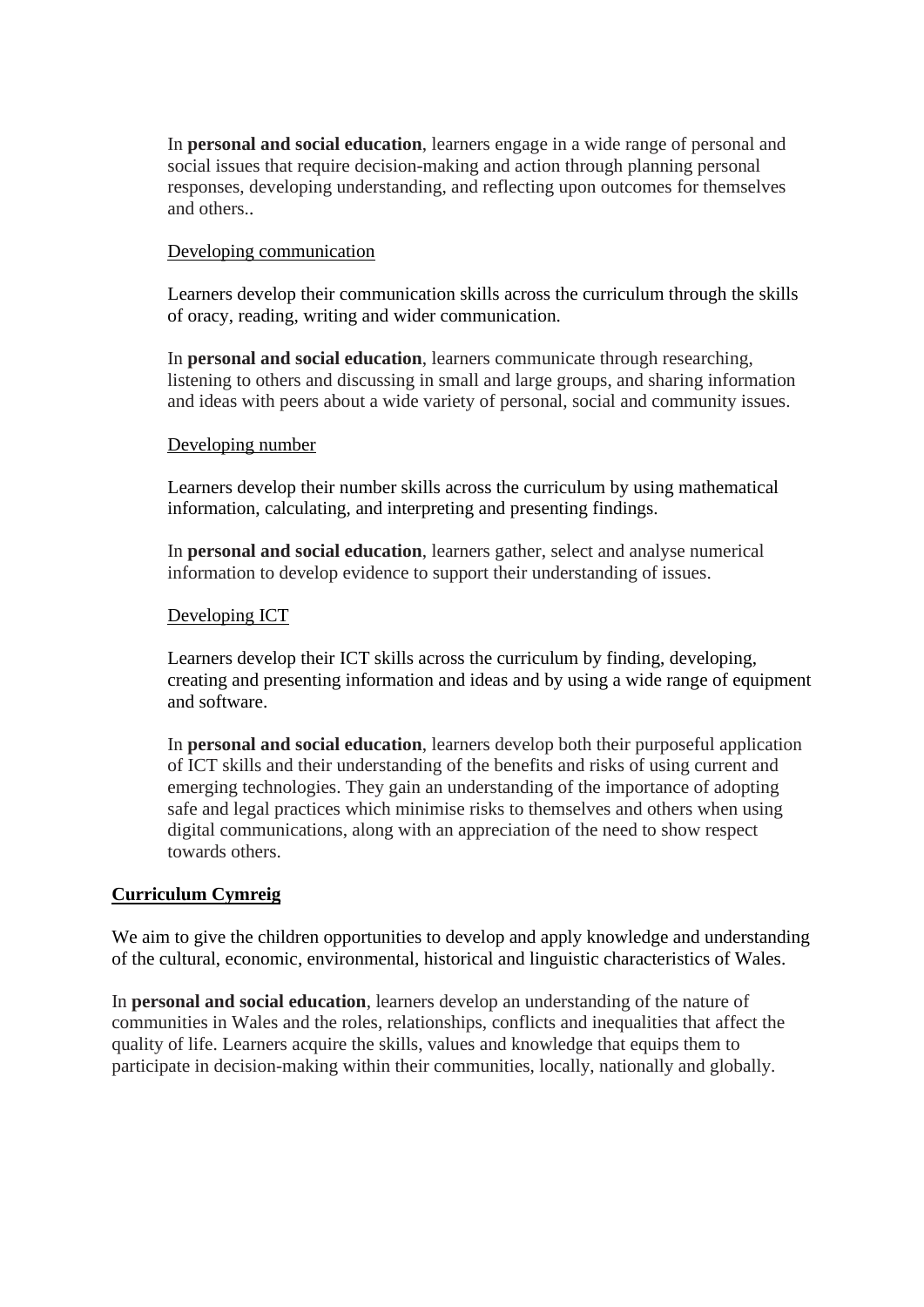In **personal and social education**, learners engage in a wide range of personal and social issues that require decision-making and action through planning personal responses, developing understanding, and reflecting upon outcomes for themselves and others..

Developing communication

Learners develop their communication skills across the curriculum through the skills of oracy, reading, writing and wider communication.

In **personal and social education**, learners communicate through researching, listening to others and discussing in small and large groups, and sharing information and ideas with peers about a wide variety of personal, social and community issues.

Developing number

Learners develop their number skills across the curriculum by using mathematical information, calculating, and interpreting and presenting findings.

In **personal and social education**, learners gather, select and analyse numerical information to develop evidence to support their understanding of issues.

Developing ICT

Learners develop their ICT skills across the curriculum by finding, developing, creating and presenting information and ideas and by using a wide range of equipment and software.

In **personal and social education**, learners develop both their purposeful application of ICT skills and their understanding of the benefits and risks of using current and emerging technologies. They gain an understanding of the importance of adopting safe and legal practices which minimise risks to themselves and others when using digital communications, along with an appreciation of the need to show respect towards others.

**Curriculum Cymreig**

We aim to give the children opportunities to develop and apply knowledge and understanding of the cultural, economic, environmental, historical and linguistic characteristics of Wales.

In **personal and social education**, learners develop an understanding of the nature of communities in Wales and the roles, relationships, conflicts and inequalities that affect the quality of life. Learners acquire the skills, values and knowledge that equips them to participate in decision-making within their communities, locally, nationally and globally.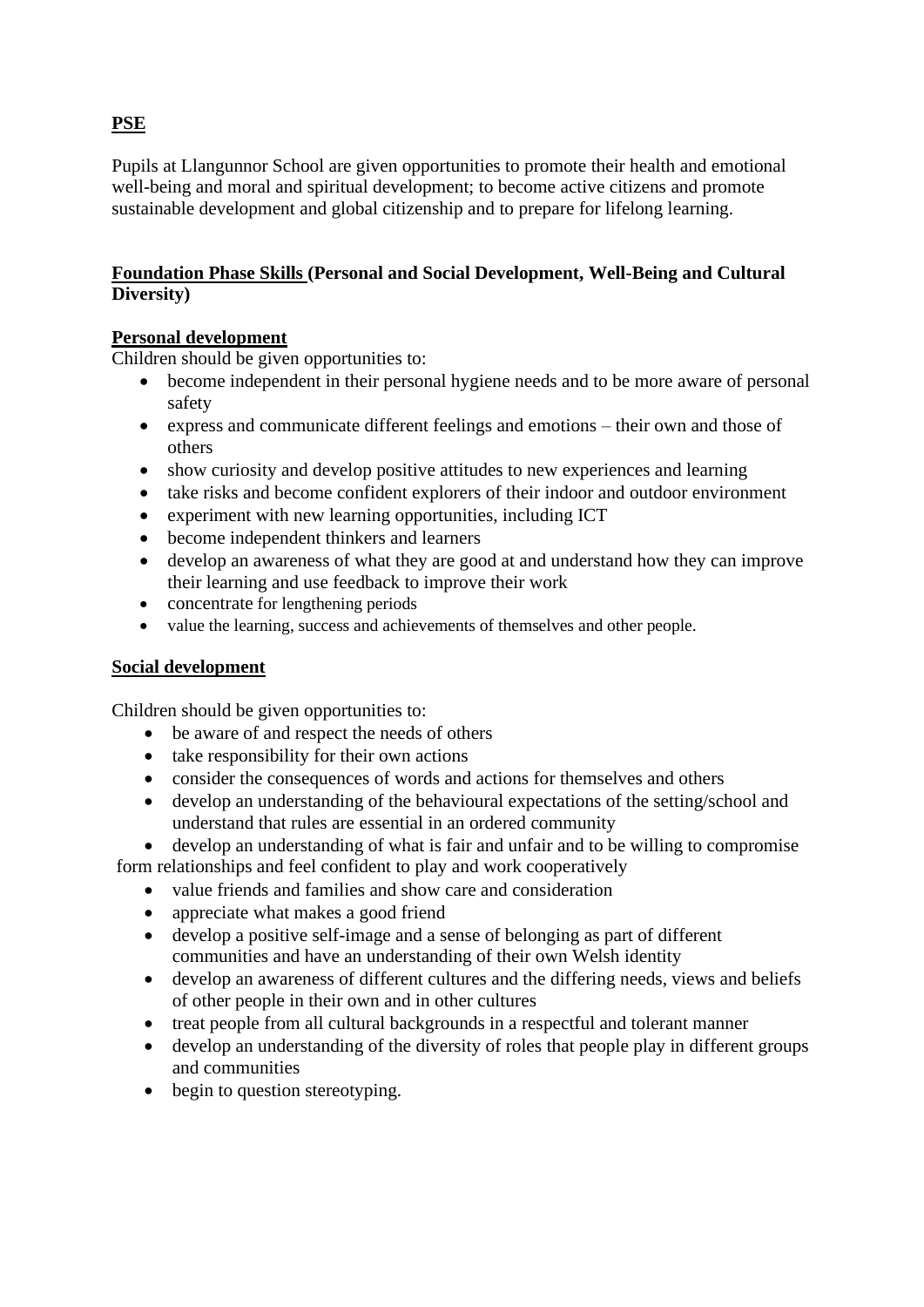**PSE**

Pupils at Llangunnor School are given opportunities to promote their health and emotional well-being and moral and spiritual development; to become active citizens and promote sustainable development and global citizenship and to prepare for lifelong learning.

**Foundation Phase Skills (Personal and Social Development, Well-Being and Cultural Diversity)**

**Personal development**

Children should be given opportunities to:

- become independent in their personal hygiene needs and to be more aware of personal safety
- express and communicate different feelings and emotions – their own and those of others
- show curiosity and develop positive attitudes to new experiences and learning
- take risks and become confident explorers of their indoor and outdoor environment
- experiment with new learning opportunities, including ICT
- become independent thinkers and learners
- develop an awareness of what they are good at and understand how they can improve their learning and use feedback to improve their work
- concentrate for lengthening periods
- value the learning, success and achievements of themselves and other people.

**Social development**

Children should be given opportunities to:

- be aware of and respect the needs of others
- take responsibility for their own actions
- consider the consequences of words and actions for themselves and others
- develop an understanding of the behavioural expectations of the setting/school and understand that rules are essential in an ordered community
- develop an understanding of what is fair and unfair and to be willing to compromise

form relationships and feel confident to play and work cooperatively

- value friends and families and show care and consideration
- appreciate what makes a good friend
- develop a positive self-image and a sense of belonging as part of different communities and have an understanding of their own Welsh identity
- develop an awareness of different cultures and the differing needs, views and beliefs of other people in their own and in other cultures
- treat people from all cultural backgrounds in a respectful and tolerant manner
- develop an understanding of the diversity of roles that people play in different groups and communities
- begin to question stereotyping.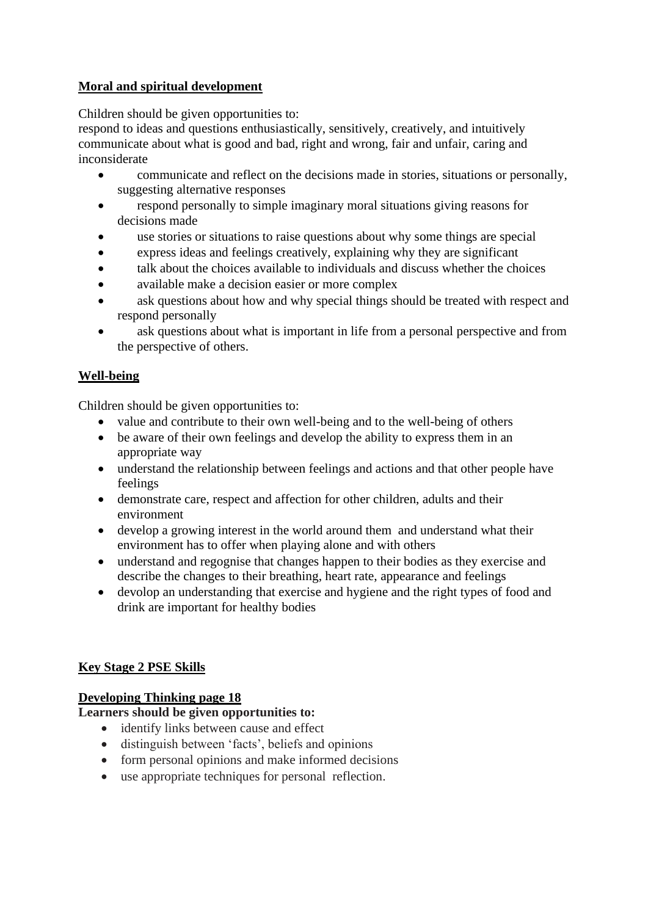**Moral and spiritual development**

Children should be given opportunities to:
respond to ideas and questions enthusiastically, sensitively, creatively, and intuitively
communicate about what is good and bad, right and wrong, fair and unfair, caring and inconsiderate

- communicate and reflect on the decisions made in stories, situations or personally, suggesting alternative responses
- respond personally to simple imaginary moral situations giving reasons for decisions made
- use stories or situations to raise questions about why some things are special
- express ideas and feelings creatively, explaining why they are significant
- talk about the choices available to individuals and discuss whether the choices
- available make a decision easier or more complex
- ask questions about how and why special things should be treated with respect and respond personally
- ask questions about what is important in life from a personal perspective and from the perspective of others.

**Well-being**

Children should be given opportunities to:

- value and contribute to their own well-being and to the well-being of others
- be aware of their own feelings and develop the ability to express them in an appropriate way
- understand the relationship between feelings and actions and that other people have feelings
- demonstrate care, respect and affection for other children, adults and their environment
- develop a growing interest in the world around them and understand what their environment has to offer when playing alone and with others
- understand and regognise that changes happen to their bodies as they exercise and describe the changes to their breathing, heart rate, appearance and feelings
- devolop an understanding that exercise and hygiene and the right types of food and drink are important for healthy bodies

**Key Stage 2 PSE Skills**

**Developing Thinking page 18**

**Learners should be given opportunities to:**

- identify links between cause and effect
- distinguish between 'facts', beliefs and opinions
- form personal opinions and make informed decisions
- use appropriate techniques for personal reflection.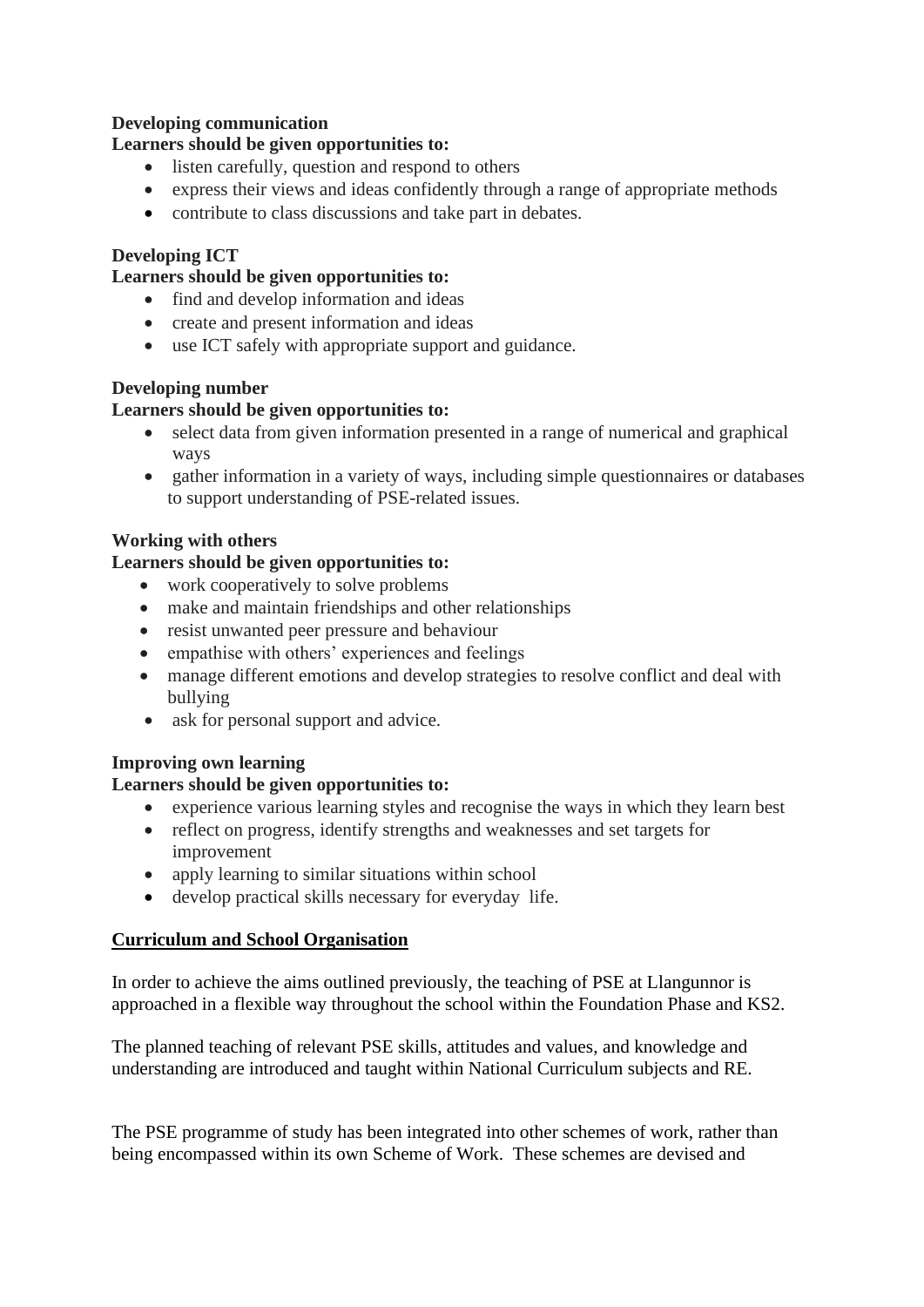**Developing communication**

**Learners should be given opportunities to:**

- listen carefully, question and respond to others
- express their views and ideas confidently through a range of appropriate methods
- contribute to class discussions and take part in debates.

**Developing ICT**

**Learners should be given opportunities to:**

- find and develop information and ideas
- create and present information and ideas
- use ICT safely with appropriate support and guidance.

**Developing number**

**Learners should be given opportunities to:**

- select data from given information presented in a range of numerical and graphical ways
- gather information in a variety of ways, including simple questionnaires or databases to support understanding of PSE-related issues.

**Working with others**

**Learners should be given opportunities to:**

- work cooperatively to solve problems
- make and maintain friendships and other relationships
- resist unwanted peer pressure and behaviour
- empathise with others' experiences and feelings
- manage different emotions and develop strategies to resolve conflict and deal with bullying
- ask for personal support and advice.

**Improving own learning**

**Learners should be given opportunities to:**

- experience various learning styles and recognise the ways in which they learn best
- reflect on progress, identify strengths and weaknesses and set targets for improvement
- apply learning to similar situations within school
- develop practical skills necessary for everyday life.

**Curriculum and School Organisation**

In order to achieve the aims outlined previously, the teaching of PSE at Llangunnor is approached in a flexible way throughout the school within the Foundation Phase and KS2.

The planned teaching of relevant PSE skills, attitudes and values, and knowledge and understanding are introduced and taught within National Curriculum subjects and RE.

The PSE programme of study has been integrated into other schemes of work, rather than being encompassed within its own Scheme of Work. These schemes are devised and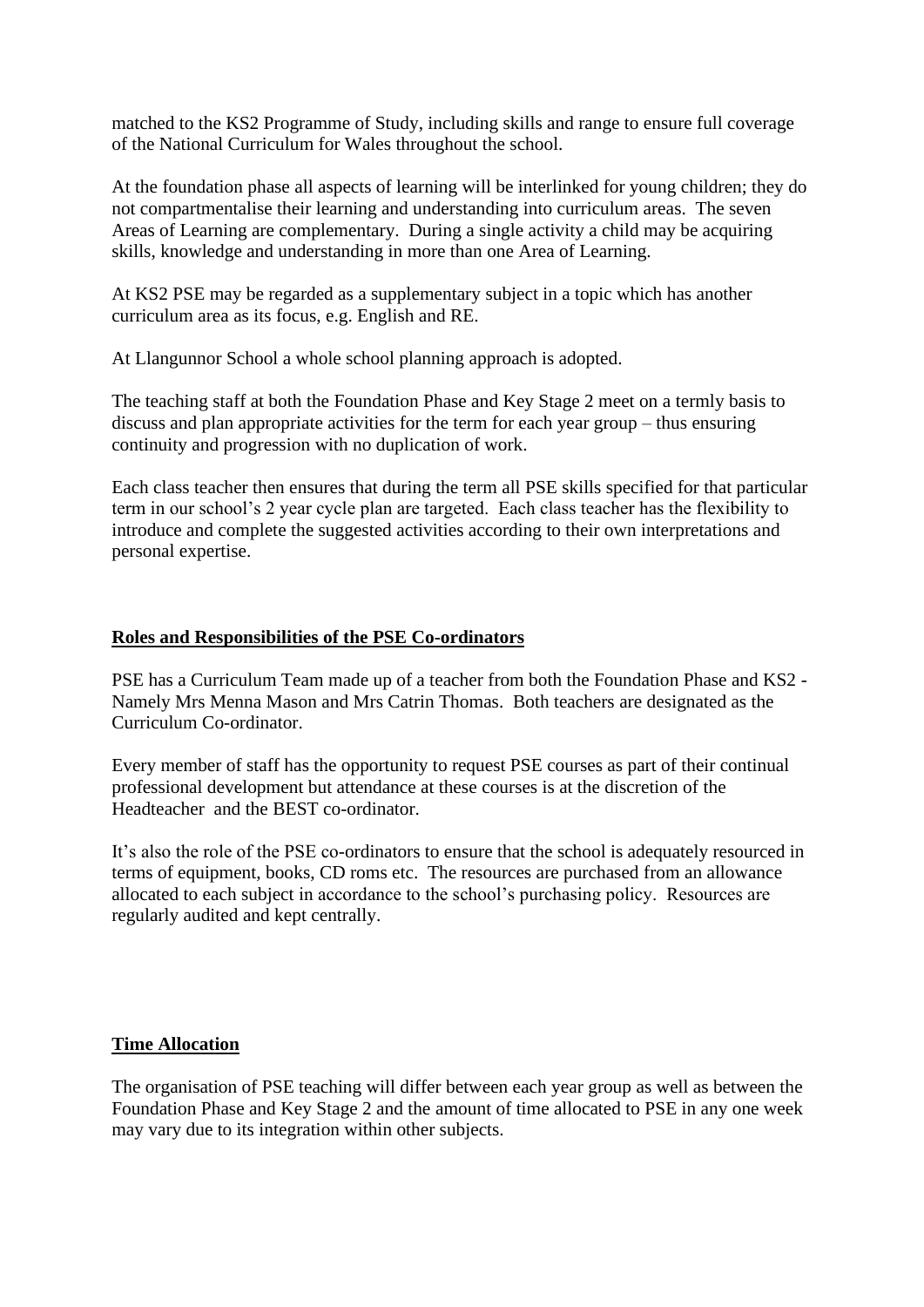matched to the KS2 Programme of Study, including skills and range to ensure full coverage of the National Curriculum for Wales throughout the school.

At the foundation phase all aspects of learning will be interlinked for young children; they do not compartmentalise their learning and understanding into curriculum areas. The seven Areas of Learning are complementary. During a single activity a child may be acquiring skills, knowledge and understanding in more than one Area of Learning.

At KS2 PSE may be regarded as a supplementary subject in a topic which has another curriculum area as its focus, e.g. English and RE.

At Llangunnor School a whole school planning approach is adopted.

The teaching staff at both the Foundation Phase and Key Stage 2 meet on a termly basis to discuss and plan appropriate activities for the term for each year group – thus ensuring continuity and progression with no duplication of work.

Each class teacher then ensures that during the term all PSE skills specified for that particular term in our school's 2 year cycle plan are targeted. Each class teacher has the flexibility to introduce and complete the suggested activities according to their own interpretations and personal expertise.

## Roles and Responsibilities of the PSE Co-ordinators

PSE has a Curriculum Team made up of a teacher from both the Foundation Phase and KS2 - Namely Mrs Menna Mason and Mrs Catrin Thomas. Both teachers are designated as the Curriculum Co-ordinator.

Every member of staff has the opportunity to request PSE courses as part of their continual professional development but attendance at these courses is at the discretion of the Headteacher and the BEST co-ordinator.

It's also the role of the PSE co-ordinators to ensure that the school is adequately resourced in terms of equipment, books, CD roms etc. The resources are purchased from an allowance allocated to each subject in accordance to the school's purchasing policy. Resources are regularly audited and kept centrally.

## Time Allocation

The organisation of PSE teaching will differ between each year group as well as between the Foundation Phase and Key Stage 2 and the amount of time allocated to PSE in any one week may vary due to its integration within other subjects.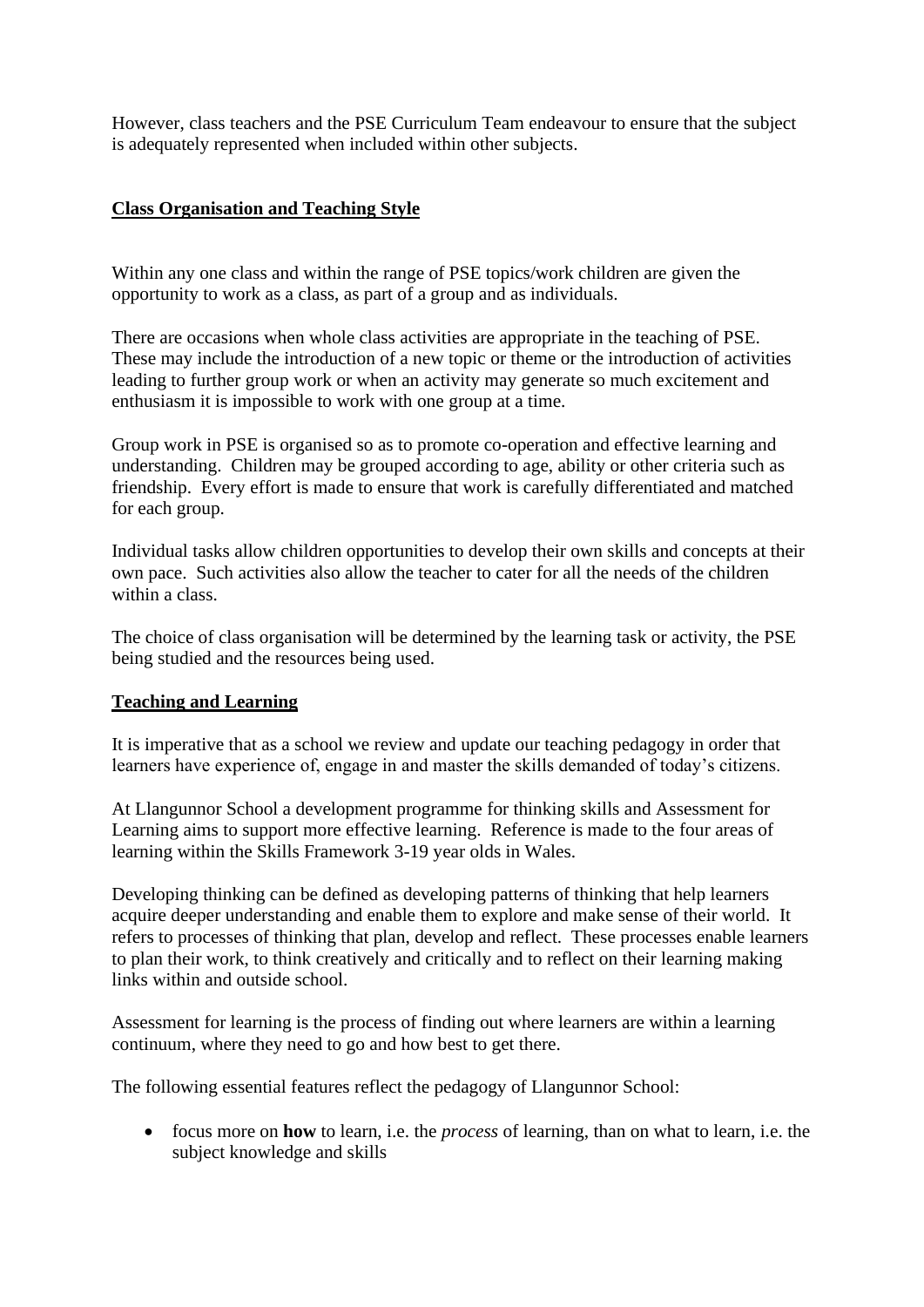However, class teachers and the PSE Curriculum Team endeavour to ensure that the subject is adequately represented when included within other subjects.

## Class Organisation and Teaching Style

Within any one class and within the range of PSE topics/work children are given the opportunity to work as a class, as part of a group and as individuals.

There are occasions when whole class activities are appropriate in the teaching of PSE. These may include the introduction of a new topic or theme or the introduction of activities leading to further group work or when an activity may generate so much excitement and enthusiasm it is impossible to work with one group at a time.

Group work in PSE is organised so as to promote co-operation and effective learning and understanding. Children may be grouped according to age, ability or other criteria such as friendship. Every effort is made to ensure that work is carefully differentiated and matched for each group.

Individual tasks allow children opportunities to develop their own skills and concepts at their own pace. Such activities also allow the teacher to cater for all the needs of the children within a class.

The choice of class organisation will be determined by the learning task or activity, the PSE being studied and the resources being used.

## Teaching and Learning

It is imperative that as a school we review and update our teaching pedagogy in order that learners have experience of, engage in and master the skills demanded of today's citizens.

At Llangunnor School a development programme for thinking skills and Assessment for Learning aims to support more effective learning. Reference is made to the four areas of learning within the Skills Framework 3-19 year olds in Wales.

Developing thinking can be defined as developing patterns of thinking that help learners acquire deeper understanding and enable them to explore and make sense of their world. It refers to processes of thinking that plan, develop and reflect. These processes enable learners to plan their work, to think creatively and critically and to reflect on their learning making links within and outside school.

Assessment for learning is the process of finding out where learners are within a learning continuum, where they need to go and how best to get there.

The following essential features reflect the pedagogy of Llangunnor School:

- focus more on **how** to learn, i.e. the *process* of learning, than on what to learn, i.e. the subject knowledge and skills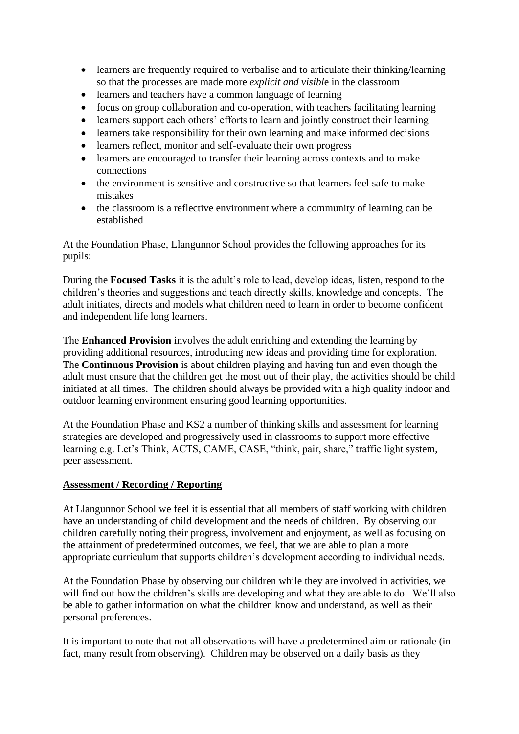- learners are frequently required to verbalise and to articulate their thinking/learning so that the processes are made more *explicit and visibl*e in the classroom
- learners and teachers have a common language of learning
- focus on group collaboration and co-operation, with teachers facilitating learning
- learners support each others' efforts to learn and jointly construct their learning
- learners take responsibility for their own learning and make informed decisions
- learners reflect, monitor and self-evaluate their own progress
- learners are encouraged to transfer their learning across contexts and to make connections
- the environment is sensitive and constructive so that learners feel safe to make mistakes
- the classroom is a reflective environment where a community of learning can be established

At the Foundation Phase, Llangunnor School provides the following approaches for its pupils:

During the **Focused Tasks** it is the adult's role to lead, develop ideas, listen, respond to the children's theories and suggestions and teach directly skills, knowledge and concepts. The adult initiates, directs and models what children need to learn in order to become confident and independent life long learners.

The **Enhanced Provision** involves the adult enriching and extending the learning by providing additional resources, introducing new ideas and providing time for exploration. The **Continuous Provision** is about children playing and having fun and even though the adult must ensure that the children get the most out of their play, the activities should be child initiated at all times. The children should always be provided with a high quality indoor and outdoor learning environment ensuring good learning opportunities.

At the Foundation Phase and KS2 a number of thinking skills and assessment for learning strategies are developed and progressively used in classrooms to support more effective learning e.g. Let's Think, ACTS, CAME, CASE, "think, pair, share," traffic light system, peer assessment.

**Assessment / Recording / Reporting**

At Llangunnor School we feel it is essential that all members of staff working with children have an understanding of child development and the needs of children. By observing our children carefully noting their progress, involvement and enjoyment, as well as focusing on the attainment of predetermined outcomes, we feel, that we are able to plan a more appropriate curriculum that supports children's development according to individual needs.

At the Foundation Phase by observing our children while they are involved in activities, we will find out how the children's skills are developing and what they are able to do. We'll also be able to gather information on what the children know and understand, as well as their personal preferences.

It is important to note that not all observations will have a predetermined aim or rationale (in fact, many result from observing). Children may be observed on a daily basis as they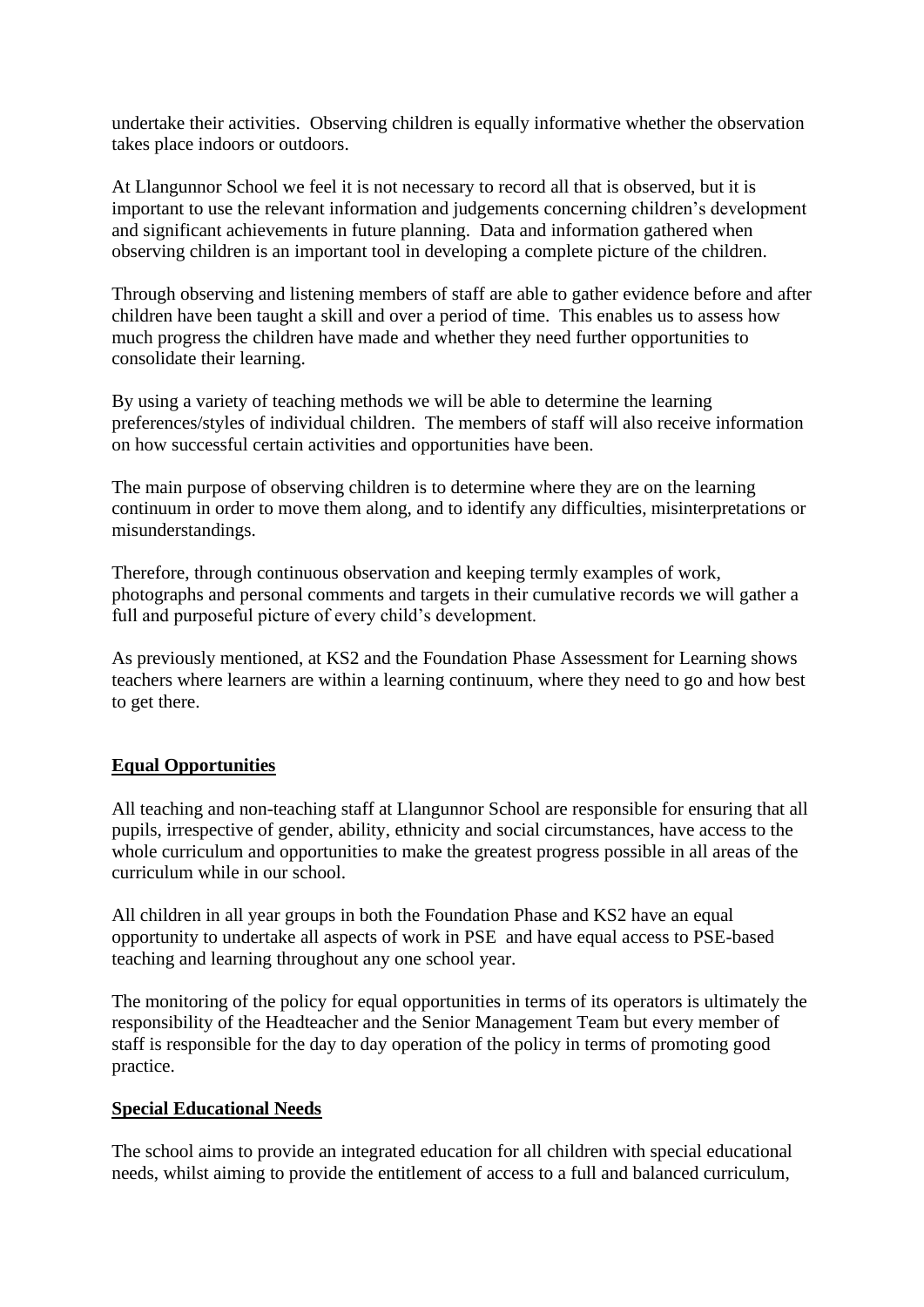undertake their activities. Observing children is equally informative whether the observation takes place indoors or outdoors.

At Llangunnor School we feel it is not necessary to record all that is observed, but it is important to use the relevant information and judgements concerning children's development and significant achievements in future planning. Data and information gathered when observing children is an important tool in developing a complete picture of the children.

Through observing and listening members of staff are able to gather evidence before and after children have been taught a skill and over a period of time. This enables us to assess how much progress the children have made and whether they need further opportunities to consolidate their learning.

By using a variety of teaching methods we will be able to determine the learning preferences/styles of individual children. The members of staff will also receive information on how successful certain activities and opportunities have been.

The main purpose of observing children is to determine where they are on the learning continuum in order to move them along, and to identify any difficulties, misinterpretations or misunderstandings.

Therefore, through continuous observation and keeping termly examples of work, photographs and personal comments and targets in their cumulative records we will gather a full and purposeful picture of every child's development.

As previously mentioned, at KS2 and the Foundation Phase Assessment for Learning shows teachers where learners are within a learning continuum, where they need to go and how best to get there.

## Equal Opportunities

All teaching and non-teaching staff at Llangunnor School are responsible for ensuring that all pupils, irrespective of gender, ability, ethnicity and social circumstances, have access to the whole curriculum and opportunities to make the greatest progress possible in all areas of the curriculum while in our school.

All children in all year groups in both the Foundation Phase and KS2 have an equal opportunity to undertake all aspects of work in PSE and have equal access to PSE-based teaching and learning throughout any one school year.

The monitoring of the policy for equal opportunities in terms of its operators is ultimately the responsibility of the Headteacher and the Senior Management Team but every member of staff is responsible for the day to day operation of the policy in terms of promoting good practice.

## Special Educational Needs

The school aims to provide an integrated education for all children with special educational needs, whilst aiming to provide the entitlement of access to a full and balanced curriculum,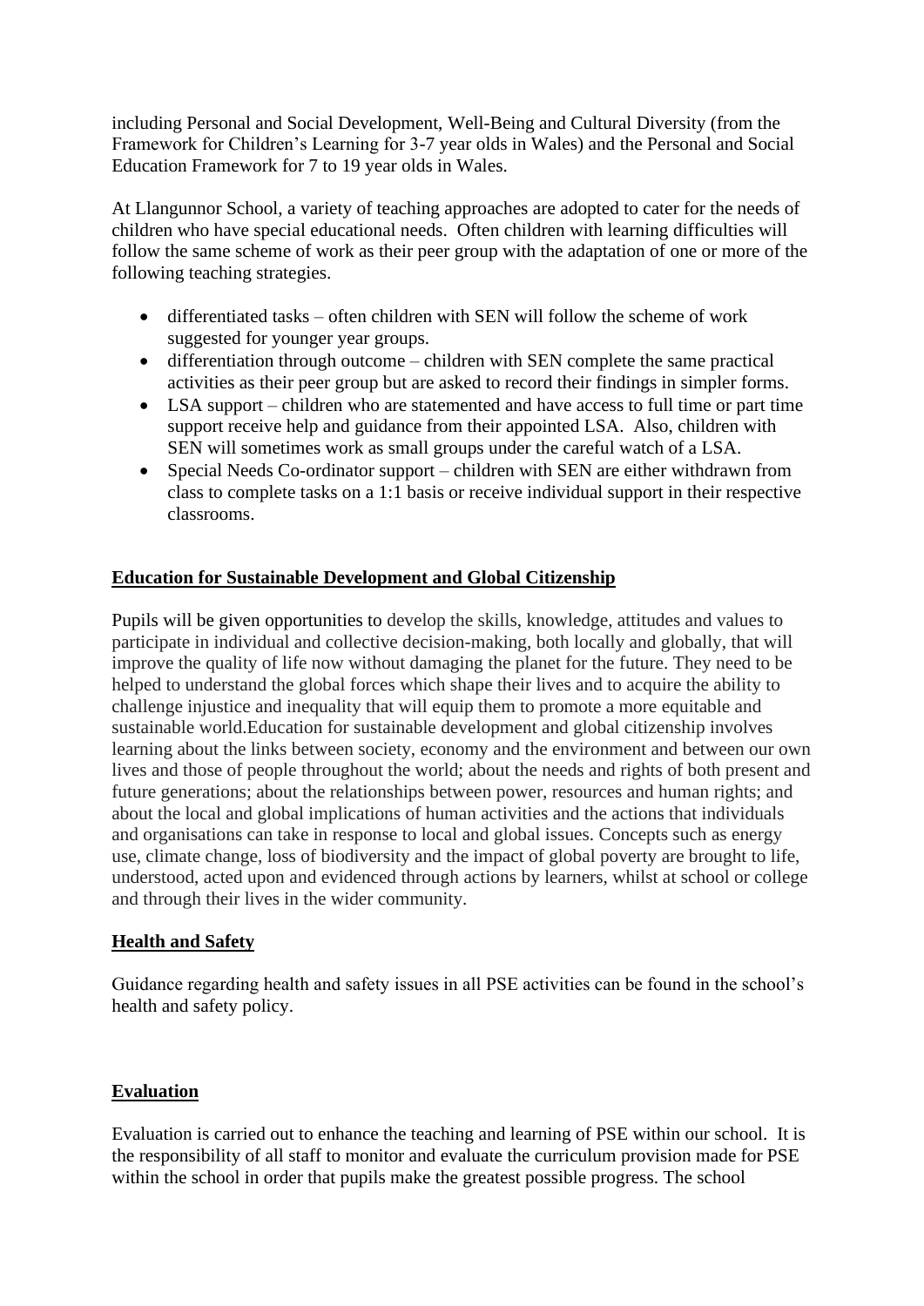including Personal and Social Development, Well-Being and Cultural Diversity (from the Framework for Children's Learning for 3-7 year olds in Wales) and the Personal and Social Education Framework for 7 to 19 year olds in Wales.

At Llangunnor School, a variety of teaching approaches are adopted to cater for the needs of children who have special educational needs. Often children with learning difficulties will follow the same scheme of work as their peer group with the adaptation of one or more of the following teaching strategies.

- differentiated tasks – often children with SEN will follow the scheme of work suggested for younger year groups.
- differentiation through outcome – children with SEN complete the same practical activities as their peer group but are asked to record their findings in simpler forms.
- LSA support – children who are statemented and have access to full time or part time support receive help and guidance from their appointed LSA. Also, children with SEN will sometimes work as small groups under the careful watch of a LSA.
- Special Needs Co-ordinator support – children with SEN are either withdrawn from class to complete tasks on a 1:1 basis or receive individual support in their respective classrooms.

## Education for Sustainable Development and Global Citizenship

Pupils will be given opportunities to develop the skills, knowledge, attitudes and values to participate in individual and collective decision-making, both locally and globally, that will improve the quality of life now without damaging the planet for the future. They need to be helped to understand the global forces which shape their lives and to acquire the ability to challenge injustice and inequality that will equip them to promote a more equitable and sustainable world.Education for sustainable development and global citizenship involves learning about the links between society, economy and the environment and between our own lives and those of people throughout the world; about the needs and rights of both present and future generations; about the relationships between power, resources and human rights; and about the local and global implications of human activities and the actions that individuals and organisations can take in response to local and global issues. Concepts such as energy use, climate change, loss of biodiversity and the impact of global poverty are brought to life, understood, acted upon and evidenced through actions by learners, whilst at school or college and through their lives in the wider community.

## Health and Safety

Guidance regarding health and safety issues in all PSE activities can be found in the school's health and safety policy.

## Evaluation

Evaluation is carried out to enhance the teaching and learning of PSE within our school. It is the responsibility of all staff to monitor and evaluate the curriculum provision made for PSE within the school in order that pupils make the greatest possible progress. The school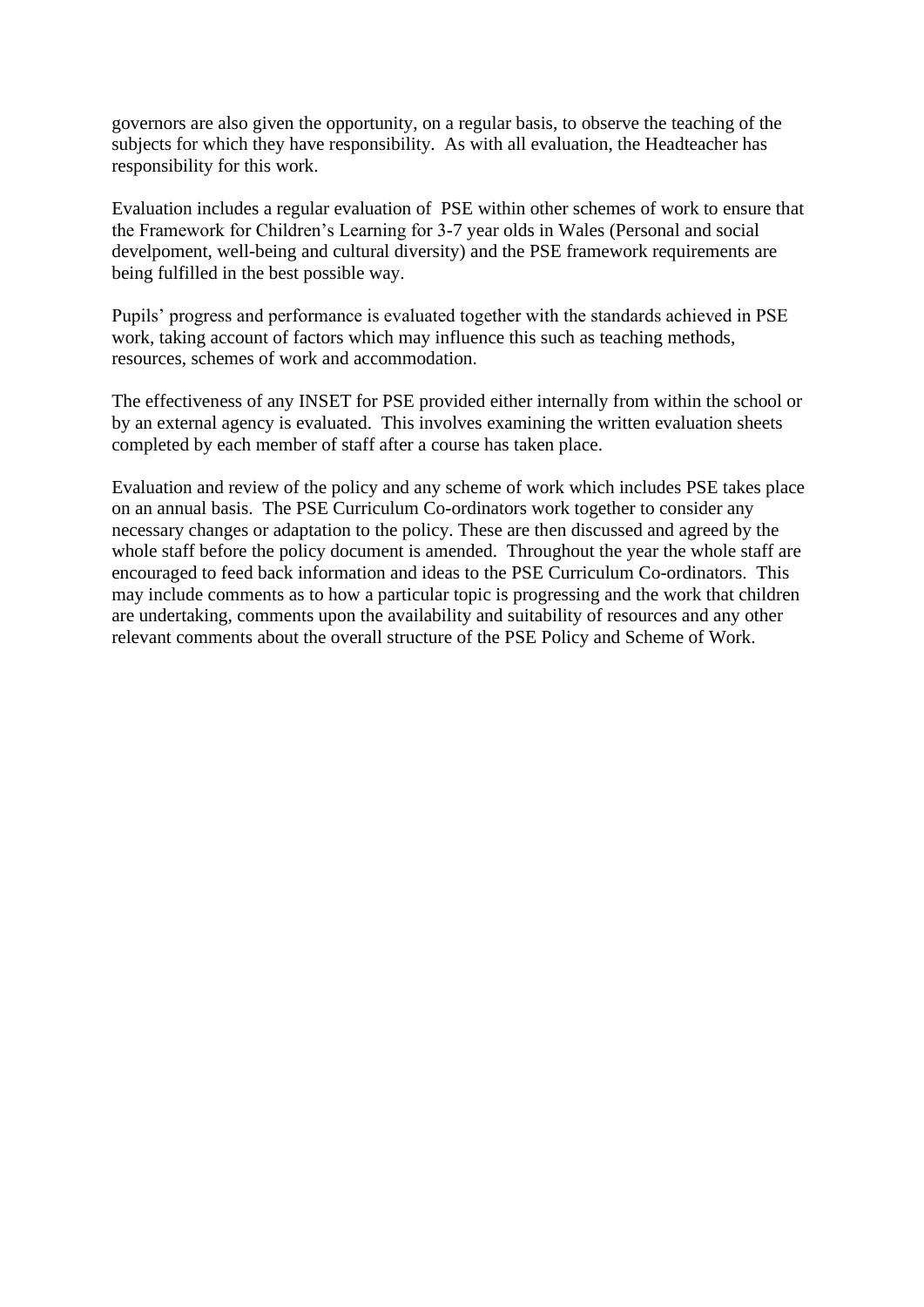governors are also given the opportunity, on a regular basis, to observe the teaching of the subjects for which they have responsibility. As with all evaluation, the Headteacher has responsibility for this work.

Evaluation includes a regular evaluation of PSE within other schemes of work to ensure that the Framework for Children's Learning for 3-7 year olds in Wales (Personal and social develpoment, well-being and cultural diversity) and the PSE framework requirements are being fulfilled in the best possible way.

Pupils' progress and performance is evaluated together with the standards achieved in PSE work, taking account of factors which may influence this such as teaching methods, resources, schemes of work and accommodation.

The effectiveness of any INSET for PSE provided either internally from within the school or by an external agency is evaluated. This involves examining the written evaluation sheets completed by each member of staff after a course has taken place.

Evaluation and review of the policy and any scheme of work which includes PSE takes place on an annual basis. The PSE Curriculum Co-ordinators work together to consider any necessary changes or adaptation to the policy. These are then discussed and agreed by the whole staff before the policy document is amended. Throughout the year the whole staff are encouraged to feed back information and ideas to the PSE Curriculum Co-ordinators. This may include comments as to how a particular topic is progressing and the work that children are undertaking, comments upon the availability and suitability of resources and any other relevant comments about the overall structure of the PSE Policy and Scheme of Work.